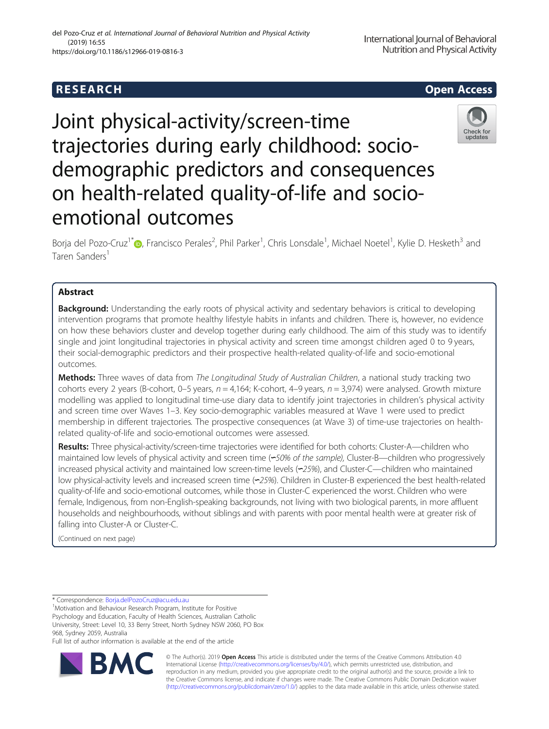RESEARCH

Open Access

# Joint physical-activity/screen-time trajectories during early childhood: socio-demographic predictors and consequences on health-related quality-of-life and socio-emotional outcomes

Borja del Pozo-Cruz[1*], Francisco Perales[2], Phil Parker[1], Chris Lonsdale[1], Michael Noetel[1], Kylie D. Hesketh[3] and Taren Sanders[1]

## Abstract

**Background:** Understanding the early roots of physical activity and sedentary behaviors is critical to developing intervention programs that promote healthy lifestyle habits in infants and children. There is, however, no evidence on how these behaviors cluster and develop together during early childhood. The aim of this study was to identify single and joint longitudinal trajectories in physical activity and screen time amongst children aged 0 to 9 years, their social-demographic predictors and their prospective health-related quality-of-life and socio-emotional outcomes.

**Methods:** Three waves of data from *The Longitudinal Study of Australian Children*, a national study tracking two cohorts every 2 years (B-cohort, 0–5 years, $n = 4{,}164$; K-cohort, 4–9 years, $n = 3{,}974$) were analysed. Growth mixture modelling was applied to longitudinal time-use diary data to identify joint trajectories in children's physical activity and screen time over Waves 1–3. Key socio-demographic variables measured at Wave 1 were used to predict membership in different trajectories. The prospective consequences (at Wave 3) of time-use trajectories on health-related quality-of-life and socio-emotional outcomes were assessed.

**Results:** Three physical-activity/screen-time trajectories were identified for both cohorts: Cluster-A—children who maintained low levels of physical activity and screen time (~*50% of the sample),* Cluster-B—children who progressively increased physical activity and maintained low screen-time levels (~*25%*), and Cluster-C—children who maintained low physical-activity levels and increased screen time (~*25%*). Children in Cluster-B experienced the best health-related quality-of-life and socio-emotional outcomes, while those in Cluster-C experienced the worst. Children who were female, Indigenous, from non-English-speaking backgrounds, not living with two biological parents, in more affluent households and neighbourhoods, without siblings and with parents with poor mental health were at greater risk of falling into Cluster-A or Cluster-C.

(Continued on next page)

\* Correspondence: Borja.delPozoCruz@acu.edu.au

[1]Motivation and Behaviour Research Program, Institute for Positive Psychology and Education, Faculty of Health Sciences, Australian Catholic University, Street: Level 10, 33 Berry Street, North Sydney NSW 2060, PO Box 968, Sydney 2059, Australia

Full list of author information is available at the end of the article

© The Author(s). 2019 **Open Access** This article is distributed under the terms of the Creative Commons Attribution 4.0 International License (http://creativecommons.org/licenses/by/4.0/), which permits unrestricted use, distribution, and reproduction in any medium, provided you give appropriate credit to the original author(s) and the source, provide a link to the Creative Commons license, and indicate if changes were made. The Creative Commons Public Domain Dedication waiver (http://creativecommons.org/publicdomain/zero/1.0/) applies to the data made available in this article, unless otherwise stated.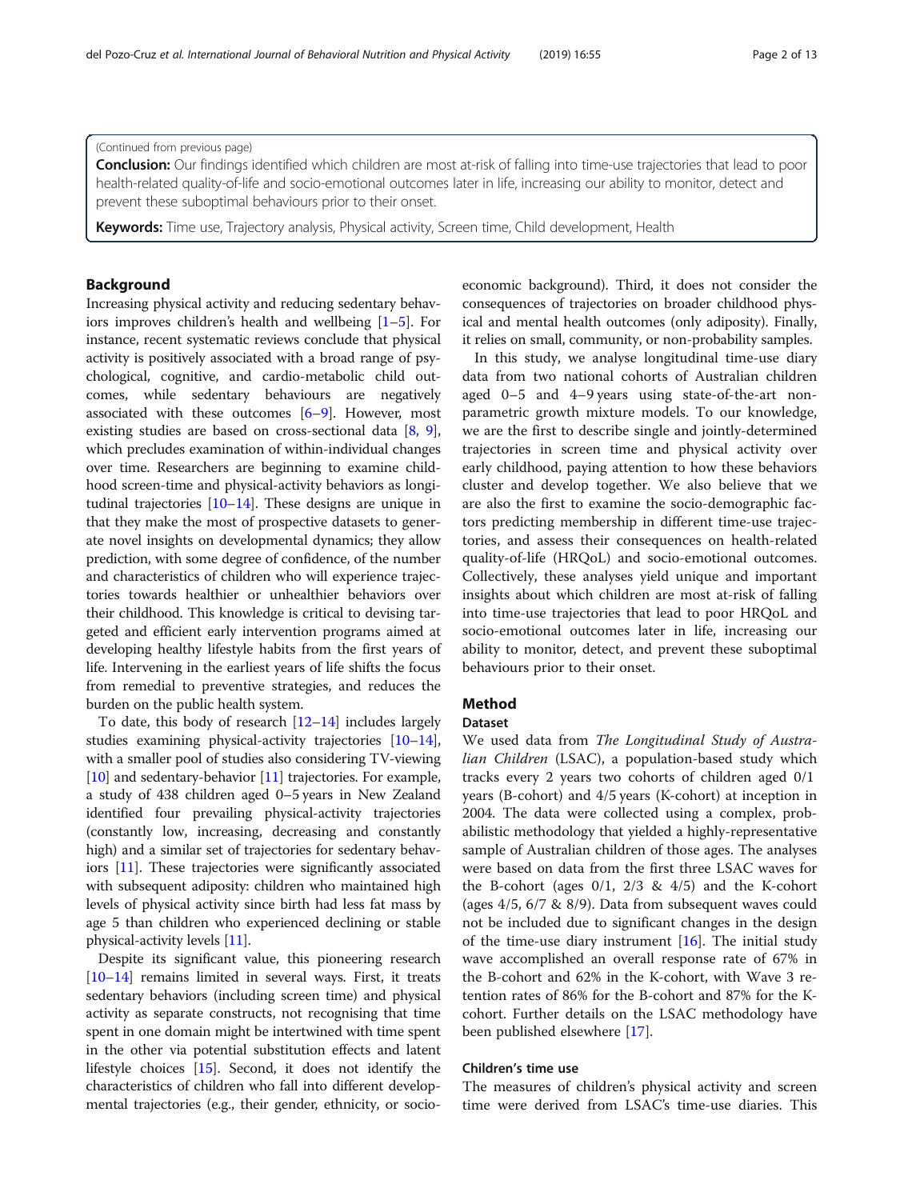(Continued from previous page)

**Conclusion:** Our findings identified which children are most at-risk of falling into time-use trajectories that lead to poor health-related quality-of-life and socio-emotional outcomes later in life, increasing our ability to monitor, detect and prevent these suboptimal behaviours prior to their onset.

**Keywords:** Time use, Trajectory analysis, Physical activity, Screen time, Child development, Health

## Background

Increasing physical activity and reducing sedentary behaviors improves children's health and wellbeing [1–5]. For instance, recent systematic reviews conclude that physical activity is positively associated with a broad range of psychological, cognitive, and cardio-metabolic child outcomes, while sedentary behaviours are negatively associated with these outcomes [6–9]. However, most existing studies are based on cross-sectional data [8, 9], which precludes examination of within-individual changes over time. Researchers are beginning to examine childhood screen-time and physical-activity behaviors as longitudinal trajectories [10–14]. These designs are unique in that they make the most of prospective datasets to generate novel insights on developmental dynamics; they allow prediction, with some degree of confidence, of the number and characteristics of children who will experience trajectories towards healthier or unhealthier behaviors over their childhood. This knowledge is critical to devising targeted and efficient early intervention programs aimed at developing healthy lifestyle habits from the first years of life. Intervening in the earliest years of life shifts the focus from remedial to preventive strategies, and reduces the burden on the public health system.

To date, this body of research [12–14] includes largely studies examining physical-activity trajectories [10–14], with a smaller pool of studies also considering TV-viewing [10] and sedentary-behavior [11] trajectories. For example, a study of 438 children aged 0–5 years in New Zealand identified four prevailing physical-activity trajectories (constantly low, increasing, decreasing and constantly high) and a similar set of trajectories for sedentary behaviors [11]. These trajectories were significantly associated with subsequent adiposity: children who maintained high levels of physical activity since birth had less fat mass by age 5 than children who experienced declining or stable physical-activity levels [11].

Despite its significant value, this pioneering research [10–14] remains limited in several ways. First, it treats sedentary behaviors (including screen time) and physical activity as separate constructs, not recognising that time spent in one domain might be intertwined with time spent in the other via potential substitution effects and latent lifestyle choices [15]. Second, it does not identify the characteristics of children who fall into different developmental trajectories (e.g., their gender, ethnicity, or socio-economic background). Third, it does not consider the consequences of trajectories on broader childhood physical and mental health outcomes (only adiposity). Finally, it relies on small, community, or non-probability samples.

In this study, we analyse longitudinal time-use diary data from two national cohorts of Australian children aged 0–5 and 4–9 years using state-of-the-art non-parametric growth mixture models. To our knowledge, we are the first to describe single and jointly-determined trajectories in screen time and physical activity over early childhood, paying attention to how these behaviors cluster and develop together. We also believe that we are also the first to examine the socio-demographic factors predicting membership in different time-use trajectories, and assess their consequences on health-related quality-of-life (HRQoL) and socio-emotional outcomes. Collectively, these analyses yield unique and important insights about which children are most at-risk of falling into time-use trajectories that lead to poor HRQoL and socio-emotional outcomes later in life, increasing our ability to monitor, detect, and prevent these suboptimal behaviours prior to their onset.

## Method

### Dataset

We used data from *The Longitudinal Study of Australian Children* (LSAC), a population-based study which tracks every 2 years two cohorts of children aged 0/1 years (B-cohort) and 4/5 years (K-cohort) at inception in 2004. The data were collected using a complex, probabilistic methodology that yielded a highly-representative sample of Australian children of those ages. The analyses were based on data from the first three LSAC waves for the B-cohort (ages 0/1, 2/3 & 4/5) and the K-cohort (ages 4/5, 6/7 & 8/9). Data from subsequent waves could not be included due to significant changes in the design of the time-use diary instrument [16]. The initial study wave accomplished an overall response rate of 67% in the B-cohort and 62% in the K-cohort, with Wave 3 retention rates of 86% for the B-cohort and 87% for the K-cohort. Further details on the LSAC methodology have been published elsewhere [17].

### Children's time use

The measures of children's physical activity and screen time were derived from LSAC's time-use diaries. This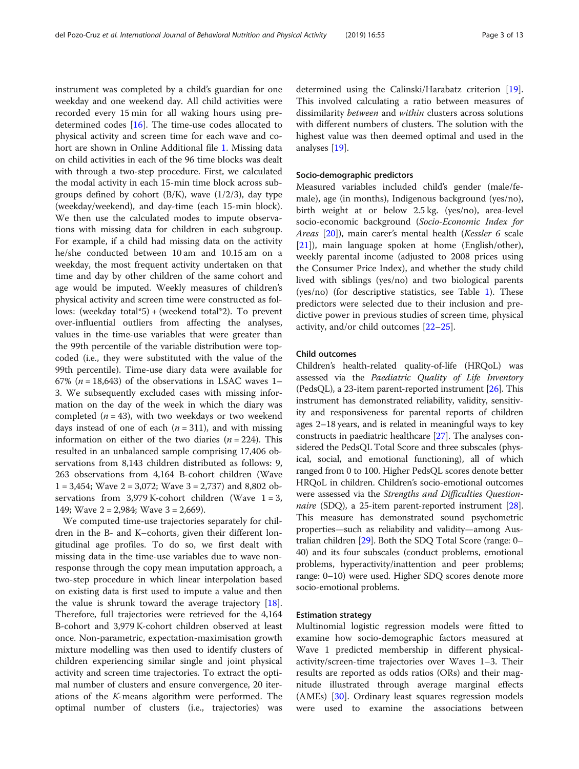instrument was completed by a child's guardian for one weekday and one weekend day. All child activities were recorded every 15 min for all waking hours using predetermined codes [16]. The time-use codes allocated to physical activity and screen time for each wave and cohort are shown in Online Additional file 1. Missing data on child activities in each of the 96 time blocks was dealt with through a two-step procedure. First, we calculated the modal activity in each 15-min time block across subgroups defined by cohort (B/K), wave (1/2/3), day type (weekday/weekend), and day-time (each 15-min block). We then use the calculated modes to impute observations with missing data for children in each subgroup. For example, if a child had missing data on the activity he/she conducted between 10 am and 10.15 am on a weekday, the most frequent activity undertaken on that time and day by other children of the same cohort and age would be imputed. Weekly measures of children's physical activity and screen time were constructed as follows: (weekday total*5) + (weekend total*2). To prevent over-influential outliers from affecting the analyses, values in the time-use variables that were greater than the 99th percentile of the variable distribution were top-coded (i.e., they were substituted with the value of the 99th percentile). Time-use diary data were available for 67% ($n = 18{,}643$) of the observations in LSAC waves 1–3. We subsequently excluded cases with missing information on the day of the week in which the diary was completed ($n = 43$), with two weekdays or two weekend days instead of one of each ($n = 311$), and with missing information on either of the two diaries ($n = 224$). This resulted in an unbalanced sample comprising 17,406 observations from 8,143 children distributed as follows: 9,263 observations from 4,164 B-cohort children (Wave 1 = 3,454; Wave 2 = 3,072; Wave 3 = 2,737) and 8,802 observations from 3,979 K-cohort children (Wave 1 = 3,149; Wave 2 = 2,984; Wave 3 = 2,669).

We computed time-use trajectories separately for children in the B- and K–cohorts, given their different longitudinal age profiles. To do so, we first dealt with missing data in the time-use variables due to wave non-response through the copy mean imputation approach, a two-step procedure in which linear interpolation based on existing data is first used to impute a value and then the value is shrunk toward the average trajectory [18]. Therefore, full trajectories were retrieved for the 4,164 B-cohort and 3,979 K-cohort children observed at least once. Non-parametric, expectation-maximisation growth mixture modelling was then used to identify clusters of children experiencing similar single and joint physical activity and screen time trajectories. To extract the optimal number of clusters and ensure convergence, 20 iterations of the *K*-means algorithm were performed. The optimal number of clusters (i.e., trajectories) was determined using the Calinski/Harabatz criterion [19]. This involved calculating a ratio between measures of dissimilarity *between* and *within* clusters across solutions with different numbers of clusters. The solution with the highest value was then deemed optimal and used in the analyses [19].

### Socio-demographic predictors

Measured variables included child's gender (male/female), age (in months), Indigenous background (yes/no), birth weight at or below 2.5 kg. (yes/no), area-level socio-economic background (*Socio-Economic Index for Areas* [20]), main carer's mental health (*Kessler 6* scale [21]), main language spoken at home (English/other), weekly parental income (adjusted to 2008 prices using the Consumer Price Index), and whether the study child lived with siblings (yes/no) and two biological parents (yes/no) (for descriptive statistics, see Table 1). These predictors were selected due to their inclusion and predictive power in previous studies of screen time, physical activity, and/or child outcomes [22–25].

### Child outcomes

Children's health-related quality-of-life (HRQoL) was assessed via the *Paediatric Quality of Life Inventory* (PedsQL), a 23-item parent-reported instrument [26]. This instrument has demonstrated reliability, validity, sensitivity and responsiveness for parental reports of children ages 2–18 years, and is related in meaningful ways to key constructs in paediatric healthcare [27]. The analyses considered the PedsQL Total Score and three subscales (physical, social, and emotional functioning), all of which ranged from 0 to 100. Higher PedsQL scores denote better HRQoL in children. Children's socio-emotional outcomes were assessed via the *Strengths and Difficulties Questionnaire* (SDQ), a 25-item parent-reported instrument [28]. This measure has demonstrated sound psychometric properties—such as reliability and validity—among Australian children [29]. Both the SDQ Total Score (range: 0–40) and its four subscales (conduct problems, emotional problems, hyperactivity/inattention and peer problems; range: 0–10) were used. Higher SDQ scores denote more socio-emotional problems.

### Estimation strategy

Multinomial logistic regression models were fitted to examine how socio-demographic factors measured at Wave 1 predicted membership in different physical-activity/screen-time trajectories over Waves 1–3. Their results are reported as odds ratios (ORs) and their magnitude illustrated through average marginal effects (AMEs) [30]. Ordinary least squares regression models were used to examine the associations between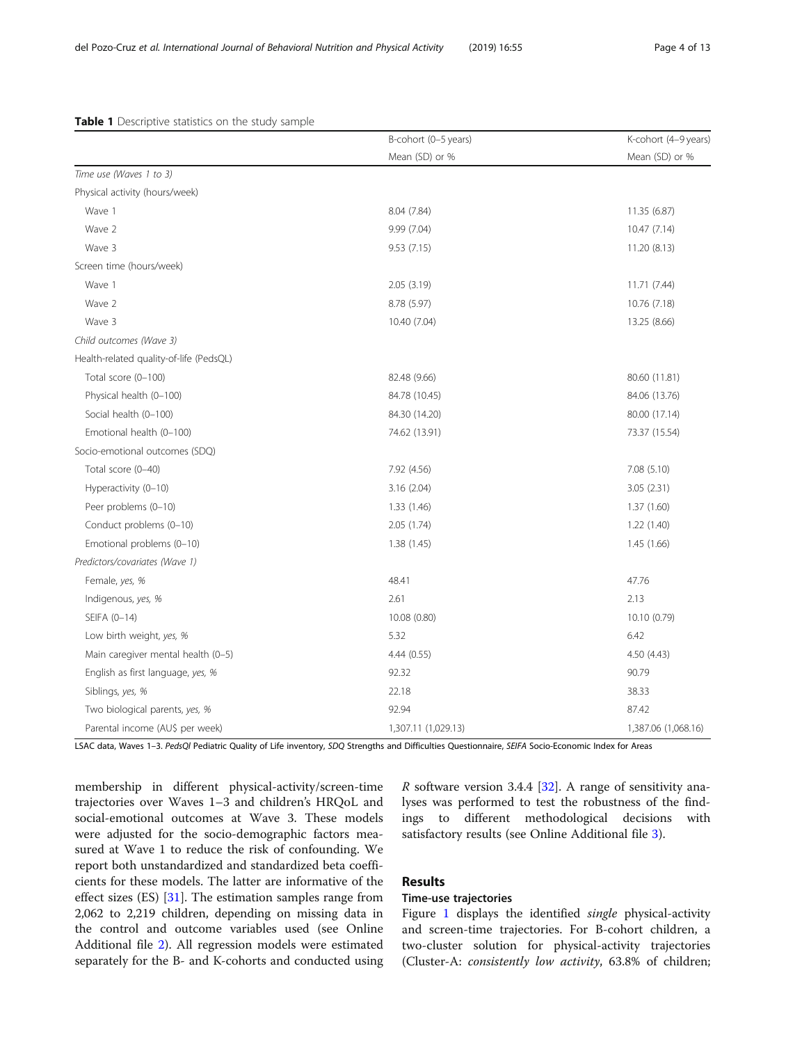**Table 1** Descriptive statistics on the study sample

| | B-cohort (0–5 years) | K-cohort (4–9 years) |
|---|---|---|
| | Mean (SD) or % | Mean (SD) or % |
| *Time use (Waves 1 to 3)* | | |
| Physical activity (hours/week) | | |
| Wave 1 | 8.04 (7.84) | 11.35 (6.87) |
| Wave 2 | 9.99 (7.04) | 10.47 (7.14) |
| Wave 3 | 9.53 (7.15) | 11.20 (8.13) |
| Screen time (hours/week) | | |
| Wave 1 | 2.05 (3.19) | 11.71 (7.44) |
| Wave 2 | 8.78 (5.97) | 10.76 (7.18) |
| Wave 3 | 10.40 (7.04) | 13.25 (8.66) |
| *Child outcomes (Wave 3)* | | |
| Health-related quality-of-life (PedsQL) | | |
| Total score (0–100) | 82.48 (9.66) | 80.60 (11.81) |
| Physical health (0–100) | 84.78 (10.45) | 84.06 (13.76) |
| Social health (0–100) | 84.30 (14.20) | 80.00 (17.14) |
| Emotional health (0–100) | 74.62 (13.91) | 73.37 (15.54) |
| Socio-emotional outcomes (SDQ) | | |
| Total score (0–40) | 7.92 (4.56) | 7.08 (5.10) |
| Hyperactivity (0–10) | 3.16 (2.04) | 3.05 (2.31) |
| Peer problems (0–10) | 1.33 (1.46) | 1.37 (1.60) |
| Conduct problems (0–10) | 2.05 (1.74) | 1.22 (1.40) |
| Emotional problems (0–10) | 1.38 (1.45) | 1.45 (1.66) |
| *Predictors/covariates (Wave 1)* | | |
| Female, *yes, %* | 48.41 | 47.76 |
| Indigenous, *yes, %* | 2.61 | 2.13 |
| SEIFA (0–14) | 10.08 (0.80) | 10.10 (0.79) |
| Low birth weight, *yes, %* | 5.32 | 6.42 |
| Main caregiver mental health (0–5) | 4.44 (0.55) | 4.50 (4.43) |
| English as first language, *yes, %* | 92.32 | 90.79 |
| Siblings, *yes, %* | 22.18 | 38.33 |
| Two biological parents, *yes, %* | 92.94 | 87.42 |
| Parental income (AU$ per week) | 1,307.11 (1,029.13) | 1,387.06 (1,068.16) |

LSAC data, Waves 1–3. *PedsQl* Pediatric Quality of Life inventory, *SDQ* Strengths and Difficulties Questionnaire, *SEIFA* Socio-Economic Index for Areas

membership in different physical-activity/screen-time trajectories over Waves 1–3 and children's HRQoL and social-emotional outcomes at Wave 3. These models were adjusted for the socio-demographic factors measured at Wave 1 to reduce the risk of confounding. We report both unstandardized and standardized beta coefficients for these models. The latter are informative of the effect sizes (ES) [31]. The estimation samples range from 2,062 to 2,219 children, depending on missing data in the control and outcome variables used (see Online Additional file 2). All regression models were estimated separately for the B- and K-cohorts and conducted using *R* software version 3.4.4 [32]. A range of sensitivity analyses was performed to test the robustness of the findings to different methodological decisions with satisfactory results (see Online Additional file 3).

## Results

### Time-use trajectories

Figure 1 displays the identified *single* physical-activity and screen-time trajectories. For B-cohort children, a two-cluster solution for physical-activity trajectories (Cluster-A: *consistently low activity*, 63.8% of children;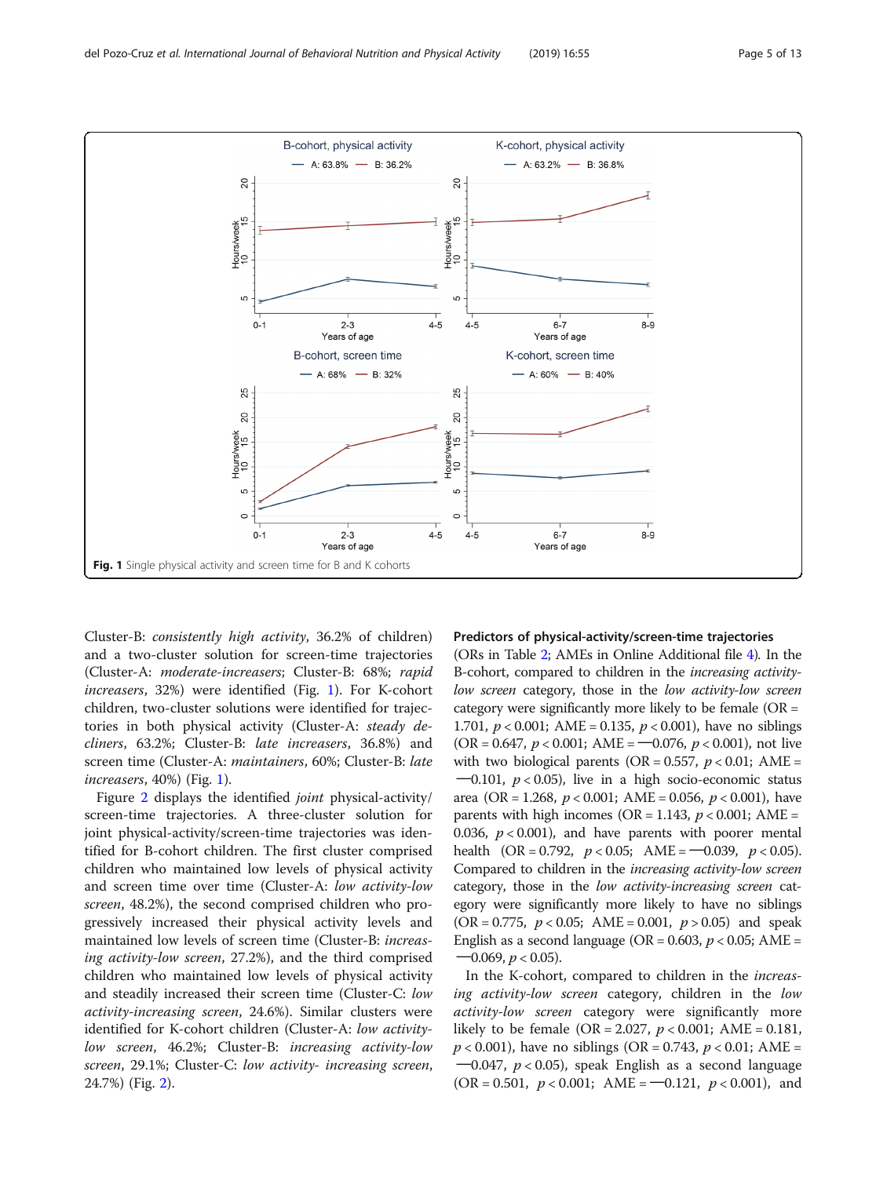Fig. 1 Single physical activity and screen time for B and K cohorts

Cluster-B: *consistently high activity*, 36.2% of children) and a two-cluster solution for screen-time trajectories (Cluster-A: *moderate-increasers*; Cluster-B: 68%; *rapid increasers*, 32%) were identified (Fig. 1). For K-cohort children, two-cluster solutions were identified for trajectories in both physical activity (Cluster-A: *steady decliners*, 63.2%; Cluster-B: *late increasers*, 36.8%) and screen time (Cluster-A: *maintainers*, 60%; Cluster-B: *late increasers*, 40%) (Fig. 1).

Figure 2 displays the identified *joint* physical-activity/screen-time trajectories. A three-cluster solution for joint physical-activity/screen-time trajectories was identified for B-cohort children. The first cluster comprised children who maintained low levels of physical activity and screen time over time (Cluster-A: *low activity-low screen*, 48.2%), the second comprised children who progressively increased their physical activity levels and maintained low levels of screen time (Cluster-B: *increasing activity-low screen*, 27.2%), and the third comprised children who maintained low levels of physical activity and steadily increased their screen time (Cluster-C: *low activity-increasing screen*, 24.6%). Similar clusters were identified for K-cohort children (Cluster-A: *low activity-low screen*, 46.2%; Cluster-B: *increasing activity-low screen*, 29.1%; Cluster-C: *low activity- increasing screen*, 24.7%) (Fig. 2).

### Predictors of physical-activity/screen-time trajectories

(ORs in Table 2; AMEs in Online Additional file 4). In the B-cohort, compared to children in the *increasing activity-low screen* category, those in the *low activity-low screen* category were significantly more likely to be female (OR = 1.701, $p < 0.001$; AME = 0.135, $p < 0.001$), have no siblings (OR = 0.647, $p < 0.001$; AME = −0.076, $p < 0.001$), not live with two biological parents (OR = 0.557, $p < 0.01$; AME = −0.101, $p < 0.05$), live in a high socio-economic status area (OR = 1.268, $p < 0.001$; AME = 0.056, $p < 0.001$), have parents with high incomes (OR = 1.143, $p < 0.001$; AME = 0.036, $p < 0.001$), and have parents with poorer mental health (OR = 0.792, $p < 0.05$; AME = −0.039, $p < 0.05$). Compared to children in the *increasing activity-low screen* category, those in the *low activity-increasing screen* category were significantly more likely to have no siblings (OR = 0.775, $p < 0.05$; AME = 0.001, $p > 0.05$) and speak English as a second language (OR = 0.603, $p < 0.05$; AME = −0.069, $p < 0.05$).

In the K-cohort, compared to children in the *increasing activity-low screen* category, children in the *low activity-low screen* category were significantly more likely to be female (OR = 2.027, $p < 0.001$; AME = 0.181, $p < 0.001$), have no siblings (OR = 0.743, $p < 0.01$; AME = −0.047, $p < 0.05$), speak English as a second language (OR = 0.501, $p < 0.001$; AME = −0.121, $p < 0.001$), and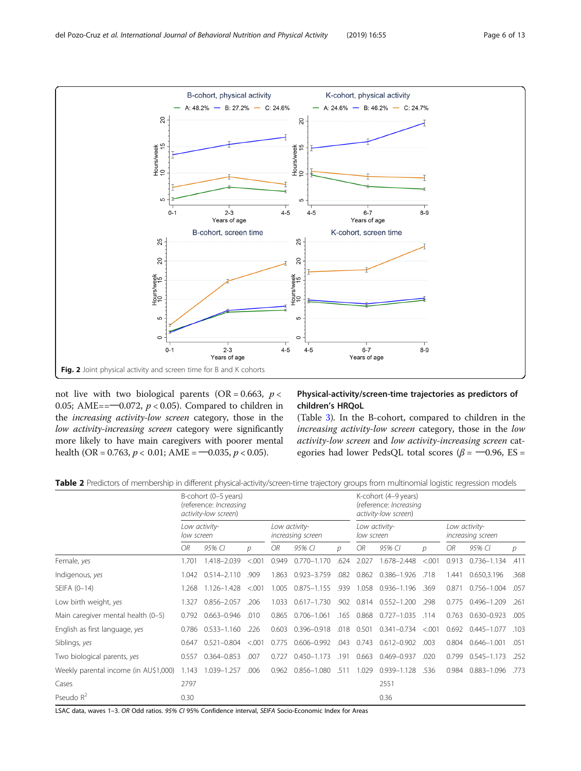Fig. 2 Joint physical activity and screen time for B and K cohorts

not live with two biological parents (OR = 0.663, $p < 0.05$; AME = −0.072, $p < 0.05$). Compared to children in the *increasing activity-low screen* category, those in the *low activity-increasing screen* category were significantly more likely to have main caregivers with poorer mental health (OR = 0.763, $p < 0.01$; AME = −0.035, $p < 0.05$).

### Physical-activity/screen-time trajectories as predictors of children's HRQoL

(Table 3). In the B-cohort, compared to children in the *increasing activity-low screen* category, those in the *low activity-low screen* and *low activity-increasing screen* categories had lower PedsQL total scores ($\beta$ = −0.96, ES =

**Table 2** Predictors of membership in different physical-activity/screen-time trajectory groups from multinomial logistic regression models

| | B-cohort (0–5 years) (reference: *Increasing activity-low screen*) | | | | | | K-cohort (4–9 years) (reference: *Increasing activity-low screen*) | | | | | |
|---|---|---|---|---|---|---|---|---|---|---|---|---|
| | *Low activity-low screen* | | | *Low activity-increasing screen* | | | *Low activity-low screen* | | | *Low activity-increasing screen* | | |
| | *OR* | *95% CI* | *p* | *OR* | *95% CI* | *p* | *OR* | *95% CI* | *p* | *OR* | *95% CI* | *p* |
| Female, *yes* | 1.701 | 1.418–2.039 | <.001 | 0.949 | 0.770–1.170 | .624 | 2.027 | 1.678–2.448 | <.001 | 0.913 | 0.736–1.134 | .411 |
| Indigenous, *yes* | 1.042 | 0.514–2.110 | .909 | 1.863 | 0.923–3.759 | .082 | 0.862 | 0.386–1.926 | .718 | 1.441 | 0.650,3.196 | .368 |
| SEIFA (0–14) | 1.268 | 1.126–1.428 | <.001 | 1.005 | 0.875–1.155 | .939 | 1.058 | 0.936–1.196 | .369 | 0.871 | 0.756–1.004 | .057 |
| Low birth weight, *yes* | 1.327 | 0.856–2.057 | .206 | 1.033 | 0.617–1.730 | .902 | 0.814 | 0.552–1.200 | .298 | 0.775 | 0.496–1.209 | .261 |
| Main caregiver mental health (0–5) | 0.792 | 0.663–0.946 | .010 | 0.865 | 0.706–1.061 | .165 | 0.868 | 0.727–1.035 | .114 | 0.763 | 0.630–0.923 | .005 |
| English as first language, *yes* | 0.786 | 0.533–1.160 | .226 | 0.603 | 0.396–0.918 | .018 | 0.501 | 0.341–0.734 | <.001 | 0.692 | 0.445–1.077 | .103 |
| Siblings, *yes* | 0.647 | 0.521–0.804 | <.001 | 0.775 | 0.606–0.992 | .043 | 0.743 | 0.612–0.902 | .003 | 0.804 | 0.646–1.001 | .051 |
| Two biological parents, *yes* | 0.557 | 0.364–0.853 | .007 | 0.727 | 0.450–1.173 | .191 | 0.663 | 0.469–0.937 | .020 | 0.799 | 0.545–1.173 | .252 |
| Weekly parental income (in AU$1,000) | 1.143 | 1.039–1.257 | .006 | 0.962 | 0.856–1.080 | .511 | 1.029 | 0.939–1.128 | .536 | 0.984 | 0.883–1.096 | .773 |
| Cases | 2797 | | | | | | 2551 | | | | | |
| Pseudo $R^2$ | 0.30 | | | | | | 0.36 | | | | | |

LSAC data, waves 1–3. *OR* Odd ratios. *95% CI* 95% Confidence interval, *SEIFA* Socio-Economic Index for Areas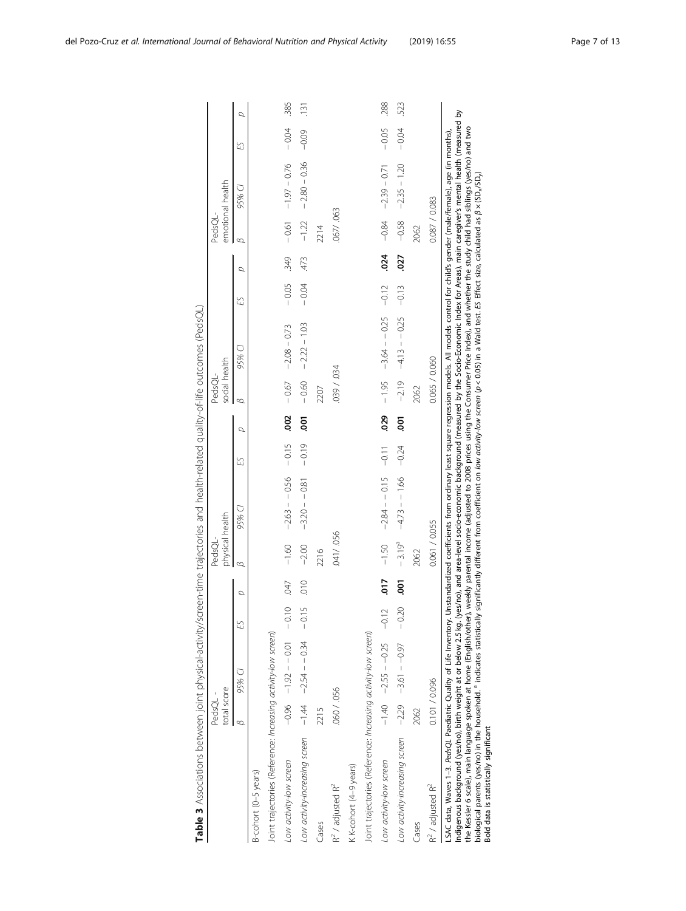**Table 3** Associations between joint physical-activity/screen-time trajectories and health-related quality-of-life outcomes (PedsQL)

| | PedsQL - total score | | | | PedsQL- physical health | | | | PedsQL- social health | | | | PedsQL- emotional health | | | |
|---|---|---|---|---|---|---|---|---|---|---|---|---|---|---|---|---|
| | *β* | *95% CI* | *ES* | *p* | *β* | *95% CI* | *ES* | *p* | *β* | *95% CI* | *ES* | *p* | *β* | *95% CI* | *ES* | *p* |
| B-cohort (0–5 years) | | | | | | | | | | | | | | | | |
| Joint trajectories (Reference: *Increasing activity-low screen*) | | | | | | | | | | | | | | | | |
| *Low activity-low screen* | −0.96 | −1.92 – −0.01 | −0.10 | .047 | −1.60 | −2.63 – −0.56 | −0.15 | **.002** | −0.67 | −2.08 – 0.73 | −0.05 | .349 | −0.61 | −1.97 – 0.76 | −0.04 | .385 |
| *Low activity-increasing screen* | −1.44 | −2.54 – −0.34 | −0.15 | .010 | −2.00 | −3.20 – −0.81 | −0.19 | **.001** | −0.60 | −2.22 – 1.03 | −0.04 | .473 | −1.22 | −2.80 – 0.36 | −0.09 | .131 |
| Cases | 2215 | | | | 2216 | | | | 2207 | | | | 2214 | | | |
| $R^2$ / adjusted $R^2$ | .060 / .056 | | | | .041/ .056 | | | | .039 / .034 | | | | .067/ .063 | | | |
| K-cohort (4–9 years) | | | | | | | | | | | | | | | | |
| Joint trajectories (Reference: *Increasing activity-low screen*) | | | | | | | | | | | | | | | | |
| *Low activity-low screen* | −1.40 | −2.55 – −0.25 | −0.12 | **.017** | −1.50 | −2.84 – −0.15 | −0.11 | **.029** | −1.95 | −3.64 – −0.25 | −0.12 | **.024** | −0.84 | −2.39 – 0.71 | −0.05 | .288 |
| *Low activity-increasing screen* | −2.29 | −3.61 – −0.97 | −0.20 | **.001** | −3.19[a] | −4.73 – −1.66 | −0.24 | **.001** | −2.19 | −4.13 – −0.25 | −0.13 | **.027** | −0.58 | −2.35 – 1.20 | −0.04 | .523 |
| Cases | 2062 | | | | 2062 | | | | 2062 | | | | 2062 | | | |
| $R^2$ / adjusted $R^2$ | 0.101 / 0.096 | | | | 0.061 / 0.055 | | | | 0.065 / 0.060 | | | | 0.087 / 0.083 | | | |

LSAC data, Waves 1–3. *PedsQL* Paediatric Quality of Life Inventory. Unstandardized coefficients from ordinary least square regression models. All models control for child's gender (male/female), age (in months), Indigenous background (yes/no), birth weight at or below 2.5 kg. (yes/no), and area-level socio-economic background (measured by the Socio-Economic Index for Areas), main caregiver's mental health (measured by the Kessler 6 scale), main language spoken at home (English/other), weekly parental income (adjusted to 2008 prices using the Consumer Price Index), and whether the study child had siblings (yes/no) and two biological parents (yes/no) in the household. [a] indicates statistically significantly different from coefficient on *low activity-low screen* ($p < 0.05$) in a Wald test. *ES* Effect size, calculated as $\beta \times (SD_x/SD_y)$

Bold data is statistically significant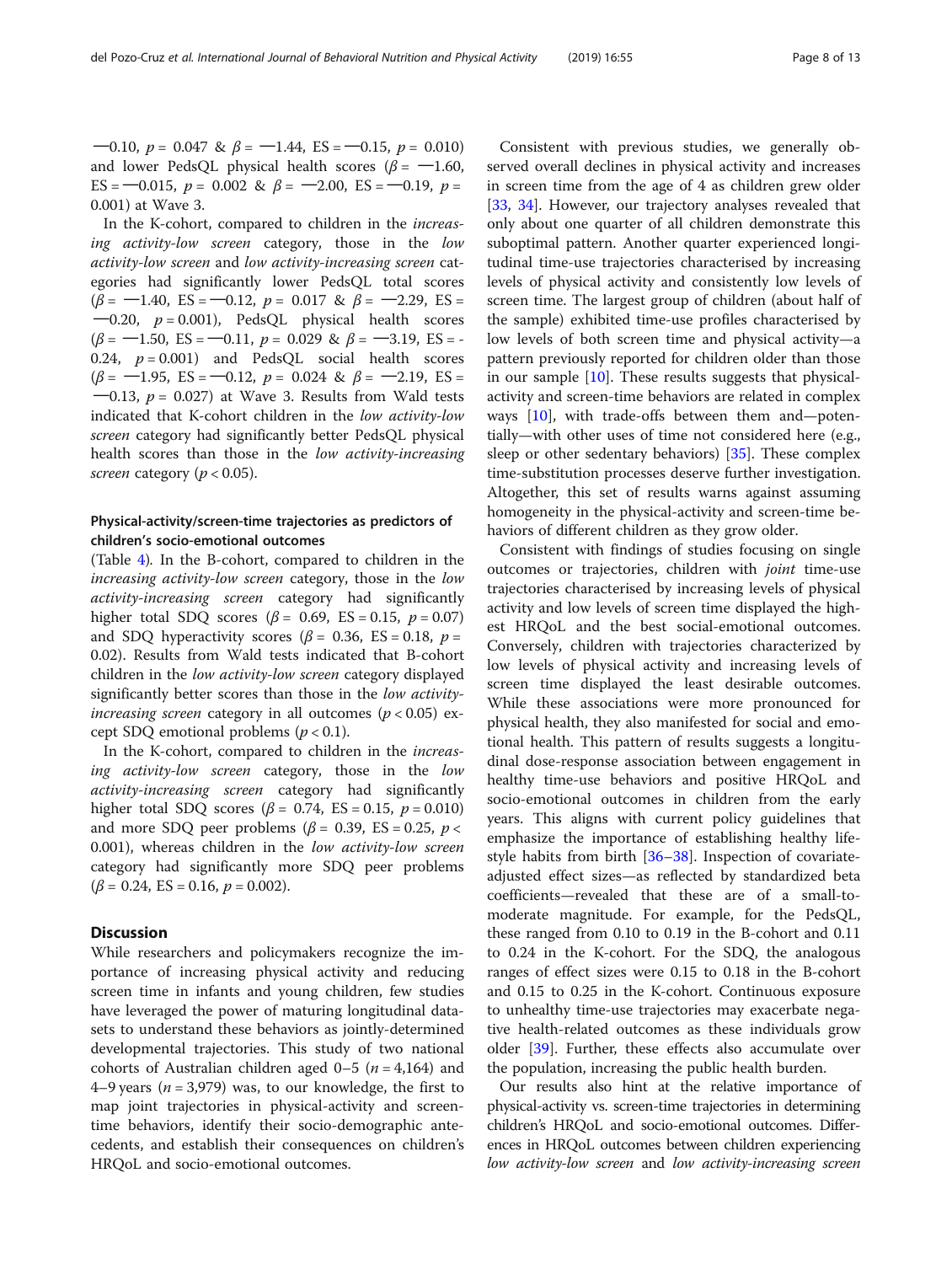−0.10, $p = 0.047$ & $\beta = -1.44$, ES = −0.15, $p = 0.010$) and lower PedsQL physical health scores ($\beta = -1.60$, ES = −0.015, $p = 0.002$ & $\beta = -2.00$, ES = −0.19, $p = 0.001$) at Wave 3.

In the K-cohort, compared to children in the *increasing activity-low screen* category, those in the *low activity-low screen* and *low activity-increasing screen* categories had significantly lower PedsQL total scores ($\beta = -1.40$, ES = −0.12, $p = 0.017$ & $\beta = -2.29$, ES = −0.20, $p = 0.001$), PedsQL physical health scores ($\beta = -1.50$, ES = −0.11, $p = 0.029$ & $\beta = -3.19$, ES = -0.24, $p = 0.001$) and PedsQL social health scores ($\beta = -1.95$, ES = −0.12, $p = 0.024$ & $\beta = -2.19$, ES = −0.13, $p = 0.027$) at Wave 3. Results from Wald tests indicated that K-cohort children in the *low activity-low screen* category had significantly better PedsQL physical health scores than those in the *low activity-increasing screen* category ($p < 0.05$).

### Physical-activity/screen-time trajectories as predictors of children's socio-emotional outcomes

(Table 4). In the B-cohort, compared to children in the *increasing activity-low screen* category, those in the *low activity-increasing screen* category had significantly higher total SDQ scores ($\beta = 0.69$, ES = 0.15, $p = 0.07$) and SDQ hyperactivity scores ($\beta = 0.36$, ES = 0.18, $p = 0.02$). Results from Wald tests indicated that B-cohort children in the *low activity-low screen* category displayed significantly better scores than those in the *low activity-increasing screen* category in all outcomes ($p < 0.05$) except SDQ emotional problems ($p < 0.1$).

In the K-cohort, compared to children in the *increasing activity-low screen* category, those in the *low activity-increasing screen* category had significantly higher total SDQ scores ($\beta = 0.74$, ES = 0.15, $p = 0.010$) and more SDQ peer problems ($\beta = 0.39$, ES = 0.25, $p < 0.001$), whereas children in the *low activity-low screen* category had significantly more SDQ peer problems ($\beta = 0.24$, ES = 0.16, $p = 0.002$).

## Discussion

While researchers and policymakers recognize the importance of increasing physical activity and reducing screen time in infants and young children, few studies have leveraged the power of maturing longitudinal datasets to understand these behaviors as jointly-determined developmental trajectories. This study of two national cohorts of Australian children aged 0–5 ($n = 4,164$) and 4–9 years ($n = 3,979$) was, to our knowledge, the first to map joint trajectories in physical-activity and screen-time behaviors, identify their socio-demographic antecedents, and establish their consequences on children's HRQoL and socio-emotional outcomes.

Consistent with previous studies, we generally observed overall declines in physical activity and increases in screen time from the age of 4 as children grew older [33, 34]. However, our trajectory analyses revealed that only about one quarter of all children demonstrate this suboptimal pattern. Another quarter experienced longitudinal time-use trajectories characterised by increasing levels of physical activity and consistently low levels of screen time. The largest group of children (about half of the sample) exhibited time-use profiles characterised by low levels of both screen time and physical activity—a pattern previously reported for children older than those in our sample [10]. These results suggests that physical-activity and screen-time behaviors are related in complex ways [10], with trade-offs between them and—potentially—with other uses of time not considered here (e.g., sleep or other sedentary behaviors) [35]. These complex time-substitution processes deserve further investigation. Altogether, this set of results warns against assuming homogeneity in the physical-activity and screen-time behaviors of different children as they grow older.

Consistent with findings of studies focusing on single outcomes or trajectories, children with *joint* time-use trajectories characterised by increasing levels of physical activity and low levels of screen time displayed the highest HRQoL and the best social-emotional outcomes. Conversely, children with trajectories characterized by low levels of physical activity and increasing levels of screen time displayed the least desirable outcomes. While these associations were more pronounced for physical health, they also manifested for social and emotional health. This pattern of results suggests a longitudinal dose-response association between engagement in healthy time-use behaviors and positive HRQoL and socio-emotional outcomes in children from the early years. This aligns with current policy guidelines that emphasize the importance of establishing healthy lifestyle habits from birth [36–38]. Inspection of covariate-adjusted effect sizes—as reflected by standardized beta coefficients—revealed that these are of a small-to-moderate magnitude. For example, for the PedsQL, these ranged from 0.10 to 0.19 in the B-cohort and 0.11 to 0.24 in the K-cohort. For the SDQ, the analogous ranges of effect sizes were 0.15 to 0.18 in the B-cohort and 0.15 to 0.25 in the K-cohort. Continuous exposure to unhealthy time-use trajectories may exacerbate negative health-related outcomes as these individuals grow older [39]. Further, these effects also accumulate over the population, increasing the public health burden.

Our results also hint at the relative importance of physical-activity vs. screen-time trajectories in determining children's HRQoL and socio-emotional outcomes. Differences in HRQoL outcomes between children experiencing *low activity-low screen* and *low activity-increasing screen*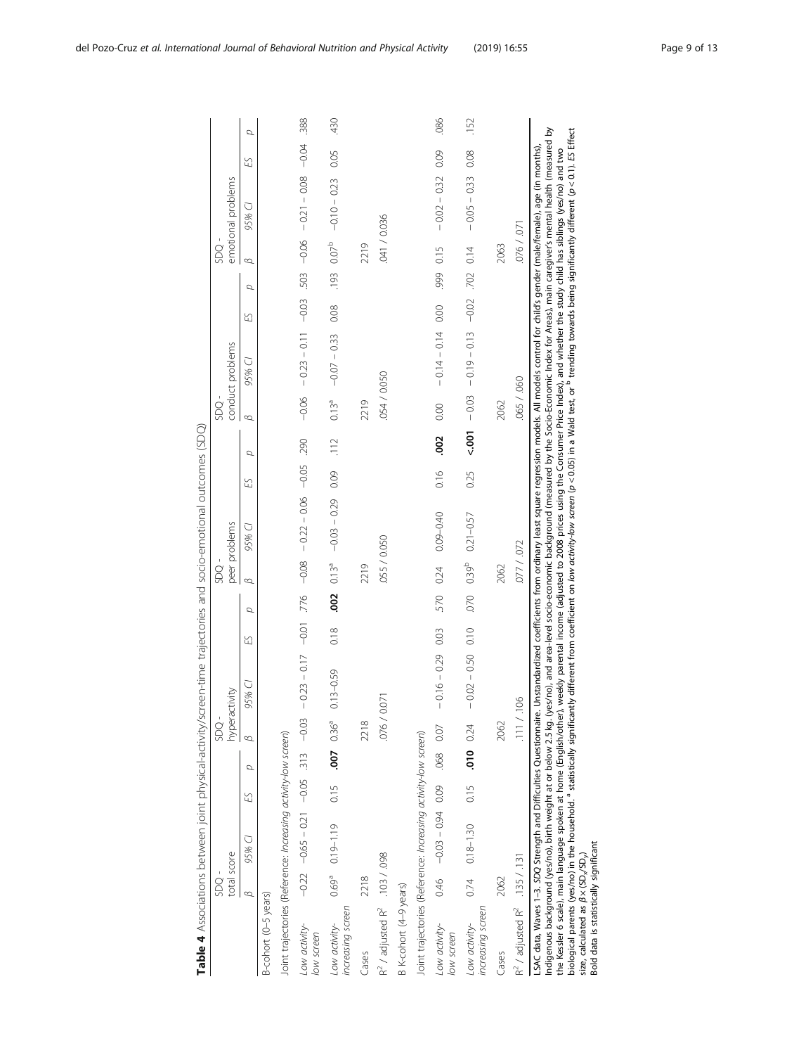**Table 4** Associations between joint physical-activity/screen-time trajectories and socio-emotional outcomes (SDQ)

| | SDQ - total score | | | | SDQ - hyperactivity | | | | SDQ - peer problems | | | | SDQ - conduct problems | | | | SDQ - emotional problems | | | |
|---|---|---|---|---|---|---|---|---|---|---|---|---|---|---|---|---|---|---|---|---|
| | β | 95% CI | ES | p | β | 95% CI | ES | p | β | 95% CI | ES | p | β | 95% CI | ES | p | β | 95% CI | ES | p |
| B-cohort (0–5 years) | | | | | | | | | | | | | | | | | | | | |
| Joint trajectories (Reference: *Increasing activity-low screen*) | | | | | | | | | | | | | | | | | | | | |
| *Low activity-low screen* | −0.22 | −0.65 – 0.21 | −0.05 | .313 | −0.03 | −0.23 – 0.17 | −0.01 | .776 | −0.08 | −0.22 – 0.06 | −0.05 | .290 | −0.06 | −0.23 – 0.11 | −0.03 | .503 | −0.06 | −0.21 – 0.08 | −0.04 | .388 |
| *Low activity-increasing screen* | 0.69[a] | 0.19–1.19 | 0.15 | **.007** | 0.36[a] | 0.13–0.59 | 0.18 | **.002** | 0.13[a] | −0.03 – 0.29 | 0.09 | .112 | 0.13[a] | −0.07 – 0.33 | 0.08 | .193 | 0.07[b] | −0.10 – 0.23 | 0.05 | .430 |
| Cases | 2218 | | | | 2218 | | | | 2219 | | | | 2219 | | | | 2219 | | | |
| $R^2$ / adjusted $R^2$ | .103 / .098 | | | | .076 / .071 | | | | .055 / .050 | | | | .054 / 0.050 | | | | .041 / 0.036 | | | |
| B K-cohort (4–9 years) | | | | | | | | | | | | | | | | | | | | |
| Joint trajectories (Reference: *Increasing activity-low screen*) | | | | | | | | | | | | | | | | | | | | |
| *Low activity-low screen* | 0.46 | −0.03 – 0.94 | 0.09 | .068 | 0.07 | −0.16 – 0.29 | 0.03 | .570 | 0.24 | 0.09–0.40 | 0.16 | **.002** | 0.00 | −0.14 – 0.14 | 0.00 | .999 | 0.15 | −0.02 – 0.32 | 0.09 | .086 |
| *Low activity-increasing screen* | 0.74 | 0.18–1.30 | 0.15 | **.010** | 0.24 | −0.02 – 0.50 | 0.10 | .070 | 0.39[b] | 0.21–0.57 | 0.25 | **<.001** | −0.03 | −0.19 – 0.13 | −0.02 | .702 | 0.14 | −0.05 – 0.33 | 0.08 | .152 |
| Cases | 2062 | | | | 2062 | | | | 2062 | | | | 2062 | | | | 2063 | | | |
| $R^2$ / adjusted $R^2$ | .135 / .131 | | | | .111 / .106 | | | | .077 / .072 | | | | .065 / .060 | | | | .076 / .071 | | | |

LSAC data, Waves 1–3. *SDQ* Strength and Difficulties Questionnaire. Unstandardized coefficients from ordinary least square regression models. All models control for child's gender (male/female), age (in months), Indigenous background (yes/no), birth weight at or below 2.5 kg. (yes/no), and area-level socio-economic background (measured by the Socio-Economic Index for Areas), main caregiver's mental health (measured by the Kessler 6 scale), main language spoken at home (English/other), weekly parental income (adjusted to 2008 prices using the Consumer Price Index), and whether the study child has siblings (yes/no) and two biological parents (yes/no) in the household. [a] statistically significantly different from coefficient on *low activity-low screen* ($p < 0.05$) in a Wald test, or [b] trending towards being significantly different ($p < 0.1$). *ES* Effect size, calculated as $\beta \times (SD_x/SD_y)$

Bold data is statistically significant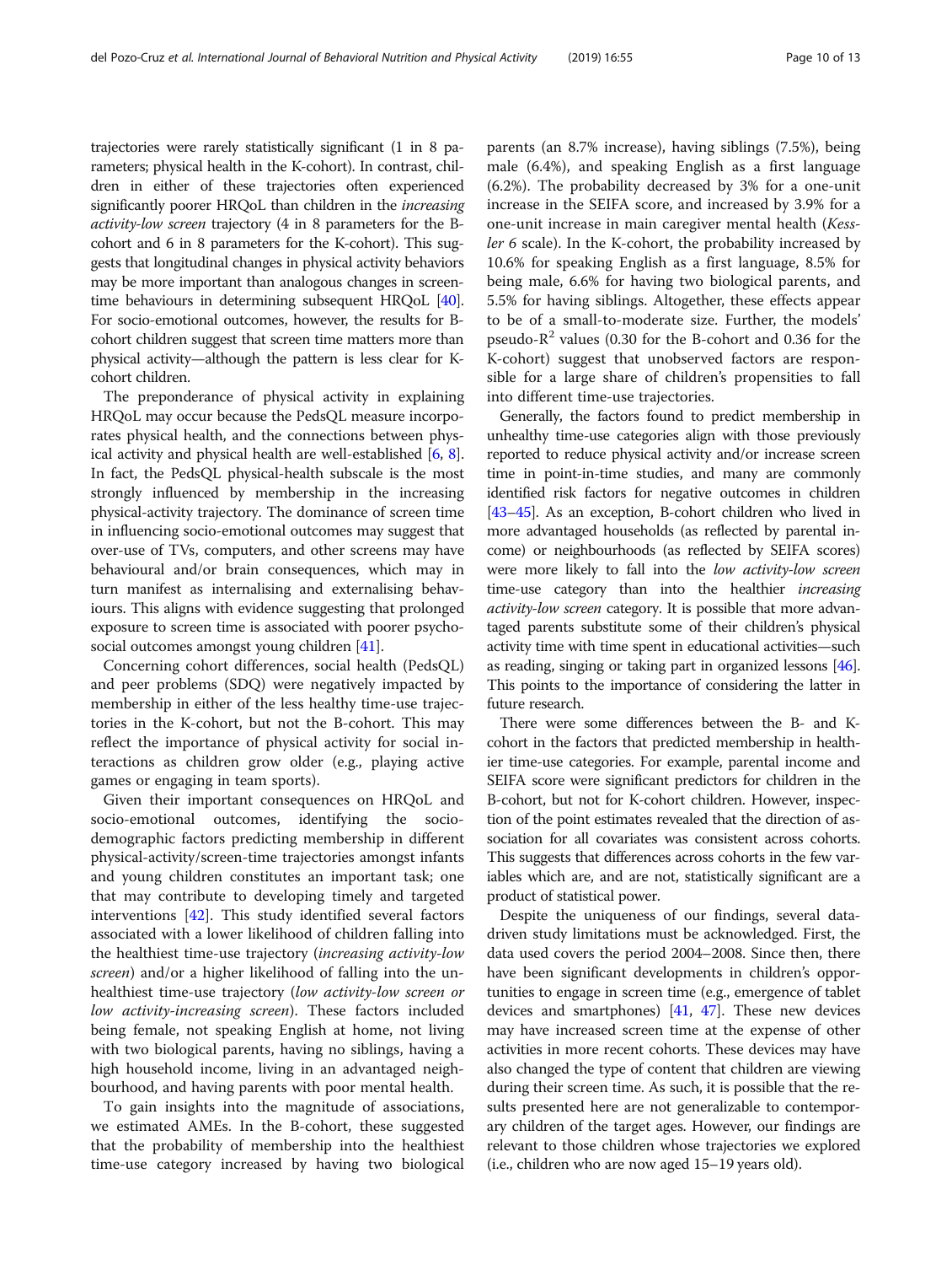trajectories were rarely statistically significant (1 in 8 parameters; physical health in the K-cohort). In contrast, children in either of these trajectories often experienced significantly poorer HRQoL than children in the *increasing activity-low screen* trajectory (4 in 8 parameters for the B-cohort and 6 in 8 parameters for the K-cohort). This suggests that longitudinal changes in physical activity behaviors may be more important than analogous changes in screen-time behaviours in determining subsequent HRQoL [40]. For socio-emotional outcomes, however, the results for B-cohort children suggest that screen time matters more than physical activity—although the pattern is less clear for K-cohort children.

The preponderance of physical activity in explaining HRQoL may occur because the PedsQL measure incorporates physical health, and the connections between physical activity and physical health are well-established [6, 8]. In fact, the PedsQL physical-health subscale is the most strongly influenced by membership in the increasing physical-activity trajectory. The dominance of screen time in influencing socio-emotional outcomes may suggest that over-use of TVs, computers, and other screens may have behavioural and/or brain consequences, which may in turn manifest as internalising and externalising behaviours. This aligns with evidence suggesting that prolonged exposure to screen time is associated with poorer psychosocial outcomes amongst young children [41].

Concerning cohort differences, social health (PedsQL) and peer problems (SDQ) were negatively impacted by membership in either of the less healthy time-use trajectories in the K-cohort, but not the B-cohort. This may reflect the importance of physical activity for social interactions as children grow older (e.g., playing active games or engaging in team sports).

Given their important consequences on HRQoL and socio-emotional outcomes, identifying the socio-demographic factors predicting membership in different physical-activity/screen-time trajectories amongst infants and young children constitutes an important task; one that may contribute to developing timely and targeted interventions [42]. This study identified several factors associated with a lower likelihood of children falling into the healthiest time-use trajectory (*increasing activity-low screen*) and/or a higher likelihood of falling into the unhealthiest time-use trajectory (*low activity-low screen or low activity-increasing screen*). These factors included being female, not speaking English at home, not living with two biological parents, having no siblings, having a high household income, living in an advantaged neighbourhood, and having parents with poor mental health.

To gain insights into the magnitude of associations, we estimated AMEs. In the B-cohort, these suggested that the probability of membership into the healthiest time-use category increased by having two biological parents (an 8.7% increase), having siblings (7.5%), being male (6.4%), and speaking English as a first language (6.2%). The probability decreased by 3% for a one-unit increase in the SEIFA score, and increased by 3.9% for a one-unit increase in main caregiver mental health (*Kessler 6* scale). In the K-cohort, the probability increased by 10.6% for speaking English as a first language, 8.5% for being male, 6.6% for having two biological parents, and 5.5% for having siblings. Altogether, these effects appear to be of a small-to-moderate size. Further, the models' pseudo-$R^2$ values (0.30 for the B-cohort and 0.36 for the K-cohort) suggest that unobserved factors are responsible for a large share of children's propensities to fall into different time-use trajectories.

Generally, the factors found to predict membership in unhealthy time-use categories align with those previously reported to reduce physical activity and/or increase screen time in point-in-time studies, and many are commonly identified risk factors for negative outcomes in children [43–45]. As an exception, B-cohort children who lived in more advantaged households (as reflected by parental income) or neighbourhoods (as reflected by SEIFA scores) were more likely to fall into the *low activity-low screen* time-use category than into the healthier *increasing activity-low screen* category. It is possible that more advantaged parents substitute some of their children's physical activity time with time spent in educational activities—such as reading, singing or taking part in organized lessons [46]. This points to the importance of considering the latter in future research.

There were some differences between the B- and K-cohort in the factors that predicted membership in healthier time-use categories. For example, parental income and SEIFA score were significant predictors for children in the B-cohort, but not for K-cohort children. However, inspection of the point estimates revealed that the direction of association for all covariates was consistent across cohorts. This suggests that differences across cohorts in the few variables which are, and are not, statistically significant are a product of statistical power.

Despite the uniqueness of our findings, several data-driven study limitations must be acknowledged. First, the data used covers the period 2004–2008. Since then, there have been significant developments in children's opportunities to engage in screen time (e.g., emergence of tablet devices and smartphones) [41, 47]. These new devices may have increased screen time at the expense of other activities in more recent cohorts. These devices may have also changed the type of content that children are viewing during their screen time. As such, it is possible that the results presented here are not generalizable to contemporary children of the target ages. However, our findings are relevant to those children whose trajectories we explored (i.e., children who are now aged 15–19 years old).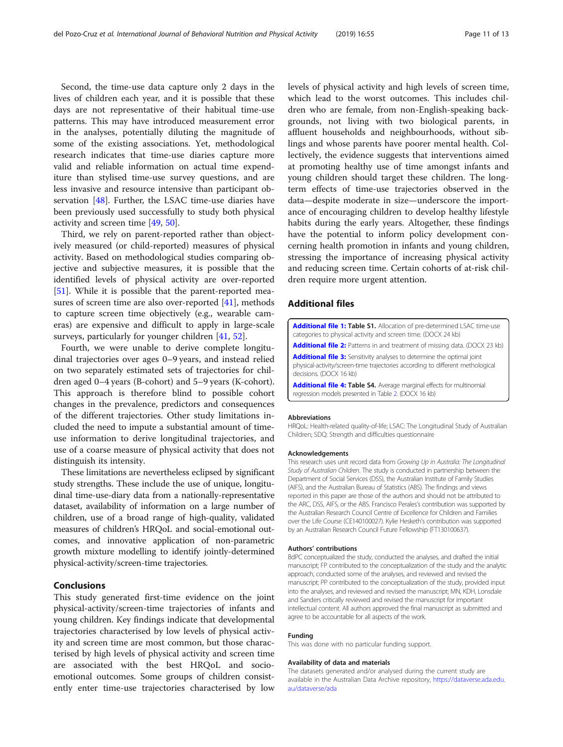Second, the time-use data capture only 2 days in the lives of children each year, and it is possible that these days are not representative of their habitual time-use patterns. This may have introduced measurement error in the analyses, potentially diluting the magnitude of some of the existing associations. Yet, methodological research indicates that time-use diaries capture more valid and reliable information on actual time expenditure than stylised time-use survey questions, and are less invasive and resource intensive than participant observation [48]. Further, the LSAC time-use diaries have been previously used successfully to study both physical activity and screen time [49, 50].

Third, we rely on parent-reported rather than objectively measured (or child-reported) measures of physical activity. Based on methodological studies comparing objective and subjective measures, it is possible that the identified levels of physical activity are over-reported [51]. While it is possible that the parent-reported measures of screen time are also over-reported [41], methods to capture screen time objectively (e.g., wearable cameras) are expensive and difficult to apply in large-scale surveys, particularly for younger children [41, 52].

Fourth, we were unable to derive complete longitudinal trajectories over ages 0–9 years, and instead relied on two separately estimated sets of trajectories for children aged 0–4 years (B-cohort) and 5–9 years (K-cohort). This approach is therefore blind to possible cohort changes in the prevalence, predictors and consequences of the different trajectories. Other study limitations included the need to impute a substantial amount of time-use information to derive longitudinal trajectories, and use of a coarse measure of physical activity that does not distinguish its intensity.

These limitations are nevertheless eclipsed by significant study strengths. These include the use of unique, longitudinal time-use-diary data from a nationally-representative dataset, availability of information on a large number of children, use of a broad range of high-quality, validated measures of children's HRQoL and social-emotional outcomes, and innovative application of non-parametric growth mixture modelling to identify jointly-determined physical-activity/screen-time trajectories.

## Conclusions

This study generated first-time evidence on the joint physical-activity/screen-time trajectories of infants and young children. Key findings indicate that developmental trajectories characterised by low levels of physical activity and screen time are most common, but those characterised by high levels of physical activity and screen time are associated with the best HRQoL and socio-emotional outcomes. Some groups of children consistently enter time-use trajectories characterised by low levels of physical activity and high levels of screen time, which lead to the worst outcomes. This includes children who are female, from non-English-speaking backgrounds, not living with two biological parents, in affluent households and neighbourhoods, without siblings and whose parents have poorer mental health. Collectively, the evidence suggests that interventions aimed at promoting healthy use of time amongst infants and young children should target these children. The long-term effects of time-use trajectories observed in the data—despite moderate in size—underscore the importance of encouraging children to develop healthy lifestyle habits during the early years. Altogether, these findings have the potential to inform policy development concerning health promotion in infants and young children, stressing the importance of increasing physical activity and reducing screen time. Certain cohorts of at-risk children require more urgent attention.

## Additional files

**Additional file 1: Table S1.** Allocation of pre-determined LSAC time-use categories to physical activity and screen time. (DOCX 24 kb)

**Additional file 2:** Patterns in and treatment of missing data. (DOCX 23 kb)

**Additional file 3:** Sensitivity analyses to determine the optimal joint physical-activity/screen-time trajectories according to different methodological decisions. (DOCX 16 kb)

**Additional file 4: Table S4.** Average marginal effects for multinomial regression models presented in Table 2. (DOCX 16 kb)

#### Abbreviations

HRQoL: Health-related quality-of-life; LSAC: The Longitudinal Study of Australian Children; SDQ: Strength and difficulties questionnaire

#### Acknowledgements

This research uses unit record data from *Growing Up in Australia: The Longitudinal Study of Australian Children*. The study is conducted in partnership between the Department of Social Services (DSS), the Australian Institute of Family Studies (AIFS), and the Australian Bureau of Statistics (ABS). The findings and views reported in this paper are those of the authors and should not be attributed to the ARC, DSS, AIFS, or the ABS. Francisco Perales's contribution was supported by the Australian Research Council Centre of Excellence for Children and Families over the Life Course (CE140100027). Kylie Hesketh's contribution was supported by an Australian Research Council Future Fellowship (FT130100637).

#### Authors' contributions

BdPC conceptualized the study, conducted the analyses, and drafted the initial manuscript; FP contributed to the conceptualization of the study and the analytic approach, conducted some of the analyses, and reviewed and revised the manuscript; PP contributed to the conceptualization of the study, provided input into the analyses, and reviewed and revised the manuscript; MN, KDH, Lonsdale and Sanders critically reviewed and revised the manuscript for important intellectual content. All authors approved the final manuscript as submitted and agree to be accountable for all aspects of the work.

#### Funding

This was done with no particular funding support.

#### Availability of data and materials

The datasets generated and/or analysed during the current study are available in the Australian Data Archive repository, https://dataverse.ada.edu.au/dataverse/ada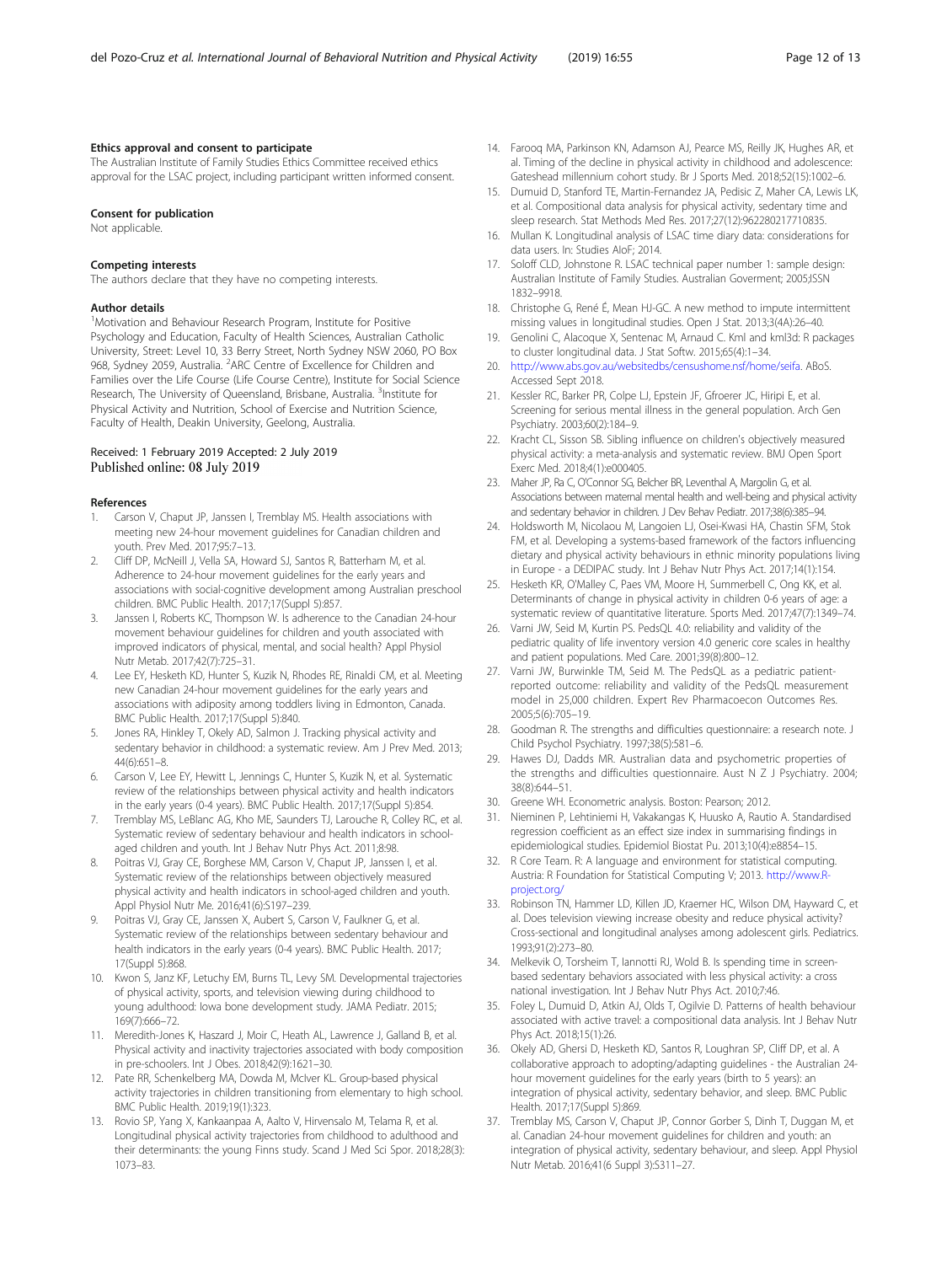#### Ethics approval and consent to participate

The Australian Institute of Family Studies Ethics Committee received ethics approval for the LSAC project, including participant written informed consent.

#### Consent for publication

Not applicable.

#### Competing interests

The authors declare that they have no competing interests.

#### Author details

[1]Motivation and Behaviour Research Program, Institute for Positive Psychology and Education, Faculty of Health Sciences, Australian Catholic University, Street: Level 10, 33 Berry Street, North Sydney NSW 2060, PO Box 968, Sydney 2059, Australia. [2]ARC Centre of Excellence for Children and Families over the Life Course (Life Course Centre), Institute for Social Science Research, The University of Queensland, Brisbane, Australia. [3]Institute for Physical Activity and Nutrition, School of Exercise and Nutrition Science, Faculty of Health, Deakin University, Geelong, Australia.

Received: 1 February 2019 Accepted: 2 July 2019
Published online: 08 July 2019

#### References

1. Carson V, Chaput JP, Janssen I, Tremblay MS. Health associations with meeting new 24-hour movement guidelines for Canadian children and youth. Prev Med. 2017;95:7–13.
2. Cliff DP, McNeill J, Vella SA, Howard SJ, Santos R, Batterham M, et al. Adherence to 24-hour movement guidelines for the early years and associations with social-cognitive development among Australian preschool children. BMC Public Health. 2017;17(Suppl 5):857.
3. Janssen I, Roberts KC, Thompson W. Is adherence to the Canadian 24-hour movement behaviour guidelines for children and youth associated with improved indicators of physical, mental, and social health? Appl Physiol Nutr Metab. 2017;42(7):725–31.
4. Lee EY, Hesketh KD, Hunter S, Kuzik N, Rhodes RE, Rinaldi CM, et al. Meeting new Canadian 24-hour movement guidelines for the early years and associations with adiposity among toddlers living in Edmonton, Canada. BMC Public Health. 2017;17(Suppl 5):840.
5. Jones RA, Hinkley T, Okely AD, Salmon J. Tracking physical activity and sedentary behavior in childhood: a systematic review. Am J Prev Med. 2013; 44(6):651–8.
6. Carson V, Lee EY, Hewitt L, Jennings C, Hunter S, Kuzik N, et al. Systematic review of the relationships between physical activity and health indicators in the early years (0-4 years). BMC Public Health. 2017;17(Suppl 5):854.
7. Tremblay MS, LeBlanc AG, Kho ME, Saunders TJ, Larouche R, Colley RC, et al. Systematic review of sedentary behaviour and health indicators in school-aged children and youth. Int J Behav Nutr Phys Act. 2011;8:98.
8. Poitras VJ, Gray CE, Borghese MM, Carson V, Chaput JP, Janssen I, et al. Systematic review of the relationships between objectively measured physical activity and health indicators in school-aged children and youth. Appl Physiol Nutr Me. 2016;41(6):S197–239.
9. Poitras VJ, Gray CE, Janssen X, Aubert S, Carson V, Faulkner G, et al. Systematic review of the relationships between sedentary behaviour and health indicators in the early years (0-4 years). BMC Public Health. 2017; 17(Suppl 5):868.
10. Kwon S, Janz KF, Letuchy EM, Burns TL, Levy SM. Developmental trajectories of physical activity, sports, and television viewing during childhood to young adulthood: Iowa bone development study. JAMA Pediatr. 2015; 169(7):666–72.
11. Meredith-Jones K, Haszard J, Moir C, Heath AL, Lawrence J, Galland B, et al. Physical activity and inactivity trajectories associated with body composition in pre-schoolers. Int J Obes. 2018;42(9):1621–30.
12. Pate RR, Schenkelberg MA, Dowda M, McIver KL. Group-based physical activity trajectories in children transitioning from elementary to high school. BMC Public Health. 2019;19(1):323.
13. Rovio SP, Yang X, Kankaanpaa A, Aalto V, Hirvensalo M, Telama R, et al. Longitudinal physical activity trajectories from childhood to adulthood and their determinants: the young Finns study. Scand J Med Sci Spor. 2018;28(3): 1073–83.
14. Farooq MA, Parkinson KN, Adamson AJ, Pearce MS, Reilly JK, Hughes AR, et al. Timing of the decline in physical activity in childhood and adolescence: Gateshead millennium cohort study. Br J Sports Med. 2018;52(15):1002–6.
15. Dumuid D, Stanford TE, Martin-Fernandez JA, Pedisic Z, Maher CA, Lewis LK, et al. Compositional data analysis for physical activity, sedentary time and sleep research. Stat Methods Med Res. 2017;27(12):962280217710835.
16. Mullan K. Longitudinal analysis of LSAC time diary data: considerations for data users. In: Studies AIoF; 2014.
17. Soloff CLD, Johnstone R. LSAC technical paper number 1: sample design: Australian Institute of Family Studies. Australian Goverment; 2005;ISSN 1832–9918.
18. Christophe G, René É, Mean HJ-GC. A new method to impute intermittent missing values in longitudinal studies. Open J Stat. 2013;3(4A):26–40.
19. Genolini C, Alacoque X, Sentenac M, Arnaud C. Kml and kml3d: R packages to cluster longitudinal data. J Stat Softw. 2015;65(4):1–34.
20. http://www.abs.gov.au/websitedbs/censushome.nsf/home/seifa. ABoS. Accessed Sept 2018.
21. Kessler RC, Barker PR, Colpe LJ, Epstein JF, Gfroerer JC, Hiripi E, et al. Screening for serious mental illness in the general population. Arch Gen Psychiatry. 2003;60(2):184–9.
22. Kracht CL, Sisson SB. Sibling influence on children's objectively measured physical activity: a meta-analysis and systematic review. BMJ Open Sport Exerc Med. 2018;4(1):e000405.
23. Maher JP, Ra C, O'Connor SG, Belcher BR, Leventhal A, Margolin G, et al. Associations between maternal mental health and well-being and physical activity and sedentary behavior in children. J Dev Behav Pediatr. 2017;38(6):385–94.
24. Holdsworth M, Nicolaou M, Langoien LJ, Osei-Kwasi HA, Chastin SFM, Stok FM, et al. Developing a systems-based framework of the factors influencing dietary and physical activity behaviours in ethnic minority populations living in Europe - a DEDIPAC study. Int J Behav Nutr Phys Act. 2017;14(1):154.
25. Hesketh KR, O'Malley C, Paes VM, Moore H, Summerbell C, Ong KK, et al. Determinants of change in physical activity in children 0-6 years of age: a systematic review of quantitative literature. Sports Med. 2017;47(7):1349–74.
26. Varni JW, Seid M, Kurtin PS. PedsQL 4.0: reliability and validity of the pediatric quality of life inventory version 4.0 generic core scales in healthy and patient populations. Med Care. 2001;39(8):800–12.
27. Varni JW, Burwinkle TM, Seid M. The PedsQL as a pediatric patient-reported outcome: reliability and validity of the PedsQL measurement model in 25,000 children. Expert Rev Pharmacoecon Outcomes Res. 2005;5(6):705–19.
28. Goodman R. The strengths and difficulties questionnaire: a research note. J Child Psychol Psychiatry. 1997;38(5):581–6.
29. Hawes DJ, Dadds MR. Australian data and psychometric properties of the strengths and difficulties questionnaire. Aust N Z J Psychiatry. 2004; 38(8):644–51.
30. Greene WH. Econometric analysis. Boston: Pearson; 2012.
31. Nieminen P, Lehtiniemi H, Vakakangas K, Huusko A, Rautio A. Standardised regression coefficient as an effect size index in summarising findings in epidemiological studies. Epidemiol Biostat Pu. 2013;10(4):e8854–15.
32. R Core Team. R: A language and environment for statistical computing. Austria: R Foundation for Statistical Computing V; 2013. http://www.R-project.org/
33. Robinson TN, Hammer LD, Killen JD, Kraemer HC, Wilson DM, Hayward C, et al. Does television viewing increase obesity and reduce physical activity? Cross-sectional and longitudinal analyses among adolescent girls. Pediatrics. 1993;91(2):273–80.
34. Melkevik O, Torsheim T, Iannotti RJ, Wold B. Is spending time in screen-based sedentary behaviors associated with less physical activity: a cross national investigation. Int J Behav Nutr Phys Act. 2010;7:46.
35. Foley L, Dumuid D, Atkin AJ, Olds T, Ogilvie D. Patterns of health behaviour associated with active travel: a compositional data analysis. Int J Behav Nutr Phys Act. 2018;15(1):26.
36. Okely AD, Ghersi D, Hesketh KD, Santos R, Loughran SP, Cliff DP, et al. A collaborative approach to adopting/adapting guidelines - the Australian 24-hour movement guidelines for the early years (birth to 5 years): an integration of physical activity, sedentary behavior, and sleep. BMC Public Health. 2017;17(Suppl 5):869.
37. Tremblay MS, Carson V, Chaput JP, Connor Gorber S, Dinh T, Duggan M, et al. Canadian 24-hour movement guidelines for children and youth: an integration of physical activity, sedentary behaviour, and sleep. Appl Physiol Nutr Metab. 2016;41(6 Suppl 3):S311–27.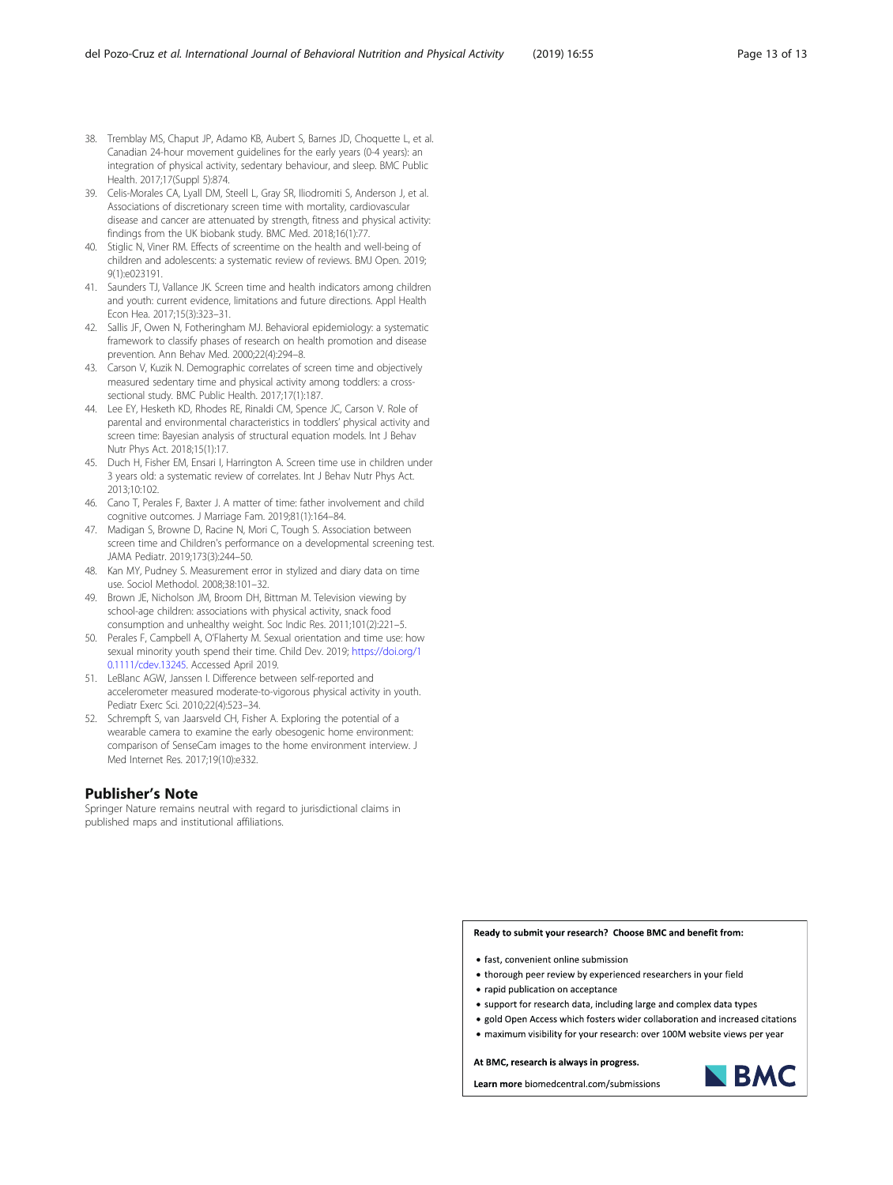38. Tremblay MS, Chaput JP, Adamo KB, Aubert S, Barnes JD, Choquette L, et al. Canadian 24-hour movement guidelines for the early years (0-4 years): an integration of physical activity, sedentary behaviour, and sleep. BMC Public Health. 2017;17(Suppl 5):874.
39. Celis-Morales CA, Lyall DM, Steell L, Gray SR, Iliodromiti S, Anderson J, et al. Associations of discretionary screen time with mortality, cardiovascular disease and cancer are attenuated by strength, fitness and physical activity: findings from the UK biobank study. BMC Med. 2018;16(1):77.
40. Stiglic N, Viner RM. Effects of screentime on the health and well-being of children and adolescents: a systematic review of reviews. BMJ Open. 2019; 9(1):e023191.
41. Saunders TJ, Vallance JK. Screen time and health indicators among children and youth: current evidence, limitations and future directions. Appl Health Econ Hea. 2017;15(3):323–31.
42. Sallis JF, Owen N, Fotheringham MJ. Behavioral epidemiology: a systematic framework to classify phases of research on health promotion and disease prevention. Ann Behav Med. 2000;22(4):294–8.
43. Carson V, Kuzik N. Demographic correlates of screen time and objectively measured sedentary time and physical activity among toddlers: a cross-sectional study. BMC Public Health. 2017;17(1):187.
44. Lee EY, Hesketh KD, Rhodes RE, Rinaldi CM, Spence JC, Carson V. Role of parental and environmental characteristics in toddlers' physical activity and screen time: Bayesian analysis of structural equation models. Int J Behav Nutr Phys Act. 2018;15(1):17.
45. Duch H, Fisher EM, Ensari I, Harrington A. Screen time use in children under 3 years old: a systematic review of correlates. Int J Behav Nutr Phys Act. 2013;10:102.
46. Cano T, Perales F, Baxter J. A matter of time: father involvement and child cognitive outcomes. J Marriage Fam. 2019;81(1):164–84.
47. Madigan S, Browne D, Racine N, Mori C, Tough S. Association between screen time and Children's performance on a developmental screening test. JAMA Pediatr. 2019;173(3):244–50.
48. Kan MY, Pudney S. Measurement error in stylized and diary data on time use. Sociol Methodol. 2008;38:101–32.
49. Brown JE, Nicholson JM, Broom DH, Bittman M. Television viewing by school-age children: associations with physical activity, snack food consumption and unhealthy weight. Soc Indic Res. 2011;101(2):221–5.
50. Perales F, Campbell A, O'Flaherty M. Sexual orientation and time use: how sexual minority youth spend their time. Child Dev. 2019; https://doi.org/10.1111/cdev.13245. Accessed April 2019.
51. LeBlanc AGW, Janssen I. Difference between self-reported and accelerometer measured moderate-to-vigorous physical activity in youth. Pediatr Exerc Sci. 2010;22(4):523–34.
52. Schrempft S, van Jaarsveld CH, Fisher A. Exploring the potential of a wearable camera to examine the early obesogenic home environment: comparison of SenseCam images to the home environment interview. J Med Internet Res. 2017;19(10):e332.

## Publisher's Note

Springer Nature remains neutral with regard to jurisdictional claims in published maps and institutional affiliations.

**Ready to submit your research? Choose BMC and benefit from:**

- fast, convenient online submission
- thorough peer review by experienced researchers in your field
- rapid publication on acceptance
- support for research data, including large and complex data types
- gold Open Access which fosters wider collaboration and increased citations
- maximum visibility for your research: over 100M website views per year

**At BMC, research is always in progress.**

**Learn more** biomedcentral.com/submissions

BMC